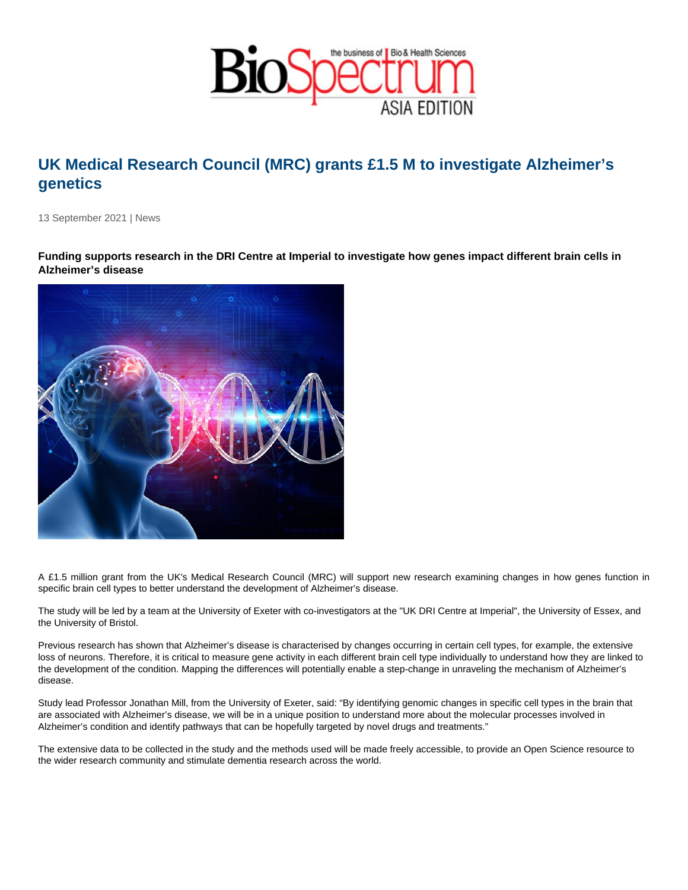# UK Medical Research Council (MRC) grants £1.5 M to investigate Alzheimer's genetics

13 September 2021 | News

**Funding supports research in the DRI Centre at Imperial to investigate how genes impact different brain cells in Alzheimer's disease**

A £1.5 million grant from the UK's Medical Research Council (MRC) will support new research examining changes in how genes function in specific brain cell types to better understand the development of Alzheimer's disease.

The study will be led by a team at the University of Exeter with co-investigators at the "UK DRI Centre at Imperial", the University of Essex, and the University of Bristol.

Previous research has shown that Alzheimer's disease is characterised by changes occurring in certain cell types, for example, the extensive loss of neurons. Therefore, it is critical to measure gene activity in each different brain cell type individually to understand how they are linked to the development of the condition. Mapping the differences will potentially enable a step-change in unraveling the mechanism of Alzheimer's disease.

Study lead Professor Jonathan Mill, from the University of Exeter, said: "By identifying genomic changes in specific cell types in the brain that are associated with Alzheimer's disease, we will be in a unique position to understand more about the molecular processes involved in Alzheimer's condition and identify pathways that can be hopefully targeted by novel drugs and treatments."

The extensive data to be collected in the study and the methods used will be made freely accessible, to provide an Open Science resource to the wider research community and stimulate dementia research across the world.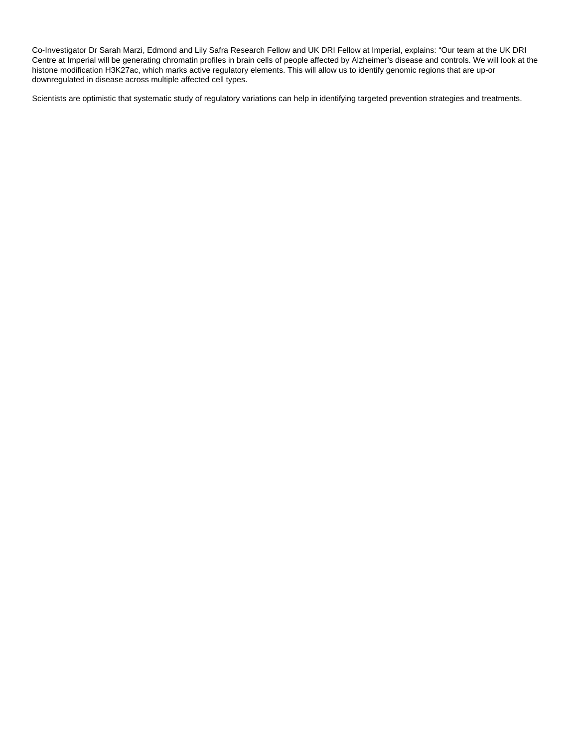Co-Investigator Dr Sarah Marzi, Edmond and Lily Safra Research Fellow and UK DRI Fellow at Imperial, explains: “Our team at the UK DRI Centre at Imperial will be generating chromatin profiles in brain cells of people affected by Alzheimer's disease and controls. We will look at the histone modification H3K27ac, which marks active regulatory elements. This will allow us to identify genomic regions that are up-or downregulated in disease across multiple affected cell types.

Scientists are optimistic that systematic study of regulatory variations can help in identifying targeted prevention strategies and treatments.